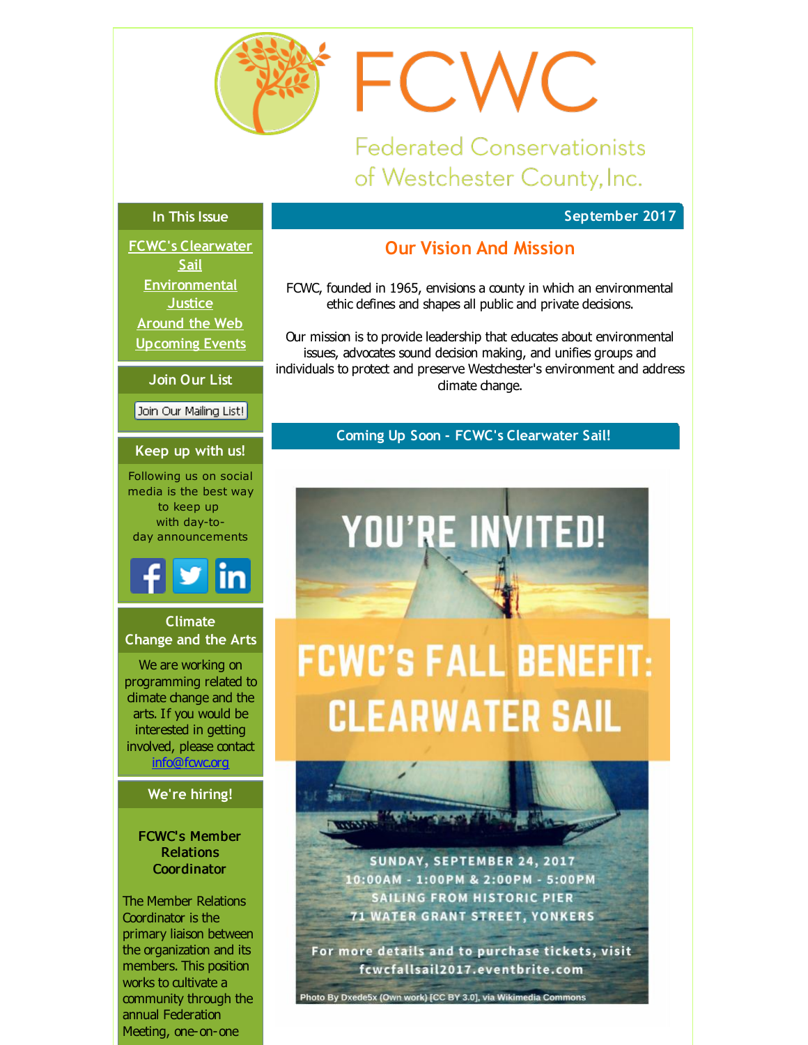# FCWC

Federated Conservationists of Westchester County, Inc.

## In This Issue

FCWC's Clearwater Sail
Environmental Justice
Around the Web
Upcoming Events

## Join Our List

Join Our Mailing List!

## Keep up with us!

Following us on social media is the best way to keep up with day-to-day announcements

## Climate Change and the Arts

We are working on programming related to climate change and the arts. If you would be interested in getting involved, please contact info@fcwc.org

## We're hiring!

**FCWC's Member Relations Coordinator**

The Member Relations Coordinator is the primary liaison between the organization and its members. This position works to cultivate a community through the annual Federation Meeting, one-on-one

---

September 2017

## Our Vision And Mission

FCWC, founded in 1965, envisions a county in which an environmental ethic defines and shapes all public and private decisions.

Our mission is to provide leadership that educates about environmental issues, advocates sound decision making, and unifies groups and individuals to protect and preserve Westchester's environment and address climate change.

## Coming Up Soon - FCWC's Clearwater Sail!

YOU'RE INVITED!

FCWC'S FALL BENEFIT: CLEARWATER SAIL

SUNDAY, SEPTEMBER 24, 2017
10:00AM - 1:00PM & 2:00PM - 5:00PM
SAILING FROM HISTORIC PIER
71 WATER GRANT STREET, YONKERS

For more details and to purchase tickets, visit fcwcfallsail2017.eventbrite.com

Photo By Dxede5x (Own work) [CC BY 3.0], via Wikimedia Commons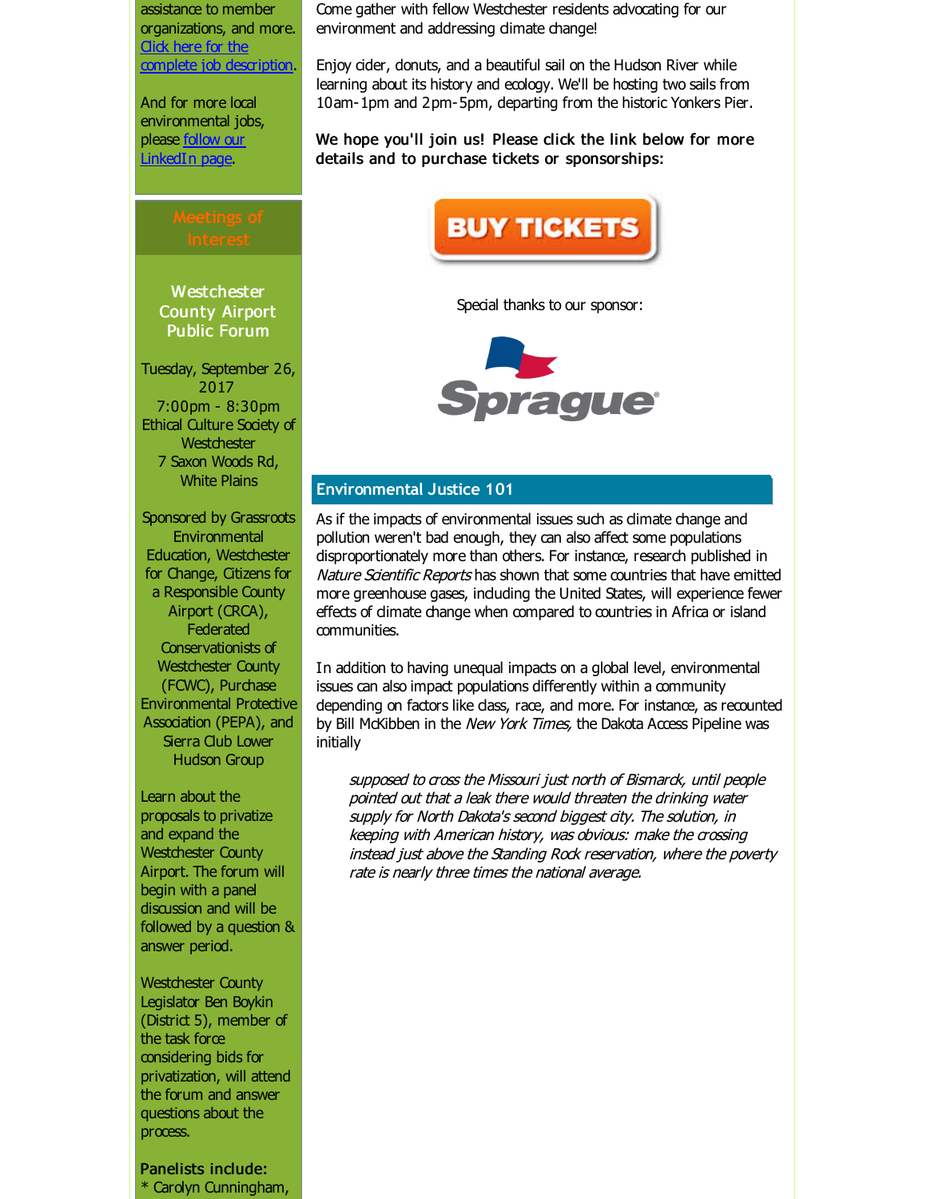assistance to member organizations, and more. Click here for the complete job description.

And for more local environmental jobs, please follow our LinkedIn page.

## Meetings of Interest

### Westchester County Airport Public Forum

Tuesday, September 26, 2017
7:00pm - 8:30pm
Ethical Culture Society of Westchester
7 Saxon Woods Rd, White Plains

Sponsored by Grassroots Environmental Education, Westchester for Change, Citizens for a Responsible County Airport (CRCA), Federated Conservationists of Westchester County (FCWC), Purchase Environmental Protective Association (PEPA), and Sierra Club Lower Hudson Group

Learn about the proposals to privatize and expand the Westchester County Airport. The forum will begin with a panel discussion and will be followed by a question & answer period.

Westchester County Legislator Ben Boykin (District 5), member of the task force considering bids for privatization, will attend the forum and answer questions about the process.

**Panelists include:**
* Carolyn Cunningham,

Come gather with fellow Westchester residents advocating for our environment and addressing climate change!

Enjoy cider, donuts, and a beautiful sail on the Hudson River while learning about its history and ecology. We'll be hosting two sails from 10am-1pm and 2pm-5pm, departing from the historic Yonkers Pier.

**We hope you'll join us! Please click the link below for more details and to purchase tickets or sponsorships:**

BUY TICKETS

Special thanks to our sponsor:

Sprague

## Environmental Justice 101

As if the impacts of environmental issues such as climate change and pollution weren't bad enough, they can also affect some populations disproportionately more than others. For instance, research published in *Nature Scientific Reports* has shown that some countries that have emitted more greenhouse gases, including the United States, will experience fewer effects of climate change when compared to countries in Africa or island communities.

In addition to having unequal impacts on a global level, environmental issues can also impact populations differently within a community depending on factors like class, race, and more. For instance, as recounted by Bill McKibben in the *New York Times,* the Dakota Access Pipeline was initially

> *supposed to cross the Missouri just north of Bismarck, until people pointed out that a leak there would threaten the drinking water supply for North Dakota's second biggest city. The solution, in keeping with American history, was obvious: make the crossing instead just above the Standing Rock reservation, where the poverty rate is nearly three times the national average.*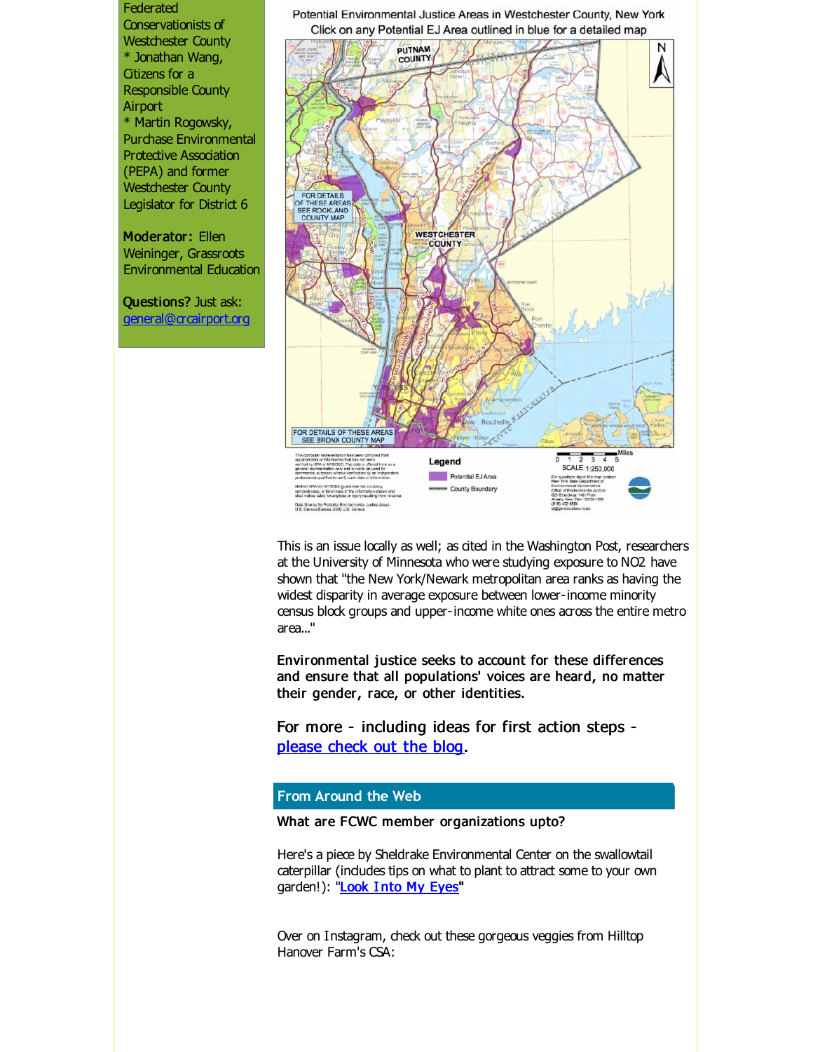Federated Conservationists of Westchester County
* Jonathan Wang, Citizens for a Responsible County Airport
* Martin Rogowsky, Purchase Environmental Protective Association (PEPA) and former Westchester County Legislator for District 6

**Moderator:** Ellen Weininger, Grassroots Environmental Education

**Questions?** Just ask: [general@crcairport.org](mailto:general@crcairport.org)

Potential Environmental Justice Areas in Westchester County, New York
Click on any Potential EJ Area outlined in blue for a detailed map

This is an issue locally as well; as cited in the Washington Post, researchers at the University of Minnesota who were studying exposure to $NO_2$ have shown that "the New York/Newark metropolitan area ranks as having the widest disparity in average exposure between lower-income minority census block groups and upper-income white ones across the entire metro area..."

**Environmental justice seeks to account for these differences and ensure that all populations' voices are heard, no matter their gender, race, or other identities.**

For more - including ideas for first action steps - [please check out the blog](#).

## From Around the Web

**What are FCWC member organizations upto?**

Here's a piece by Sheldrake Environmental Center on the swallowtail caterpillar (includes tips on what to plant to attract some to your own garden!): "[Look Into My Eyes](#)"

Over on Instagram, check out these gorgeous veggies from Hilltop Hanover Farm's CSA: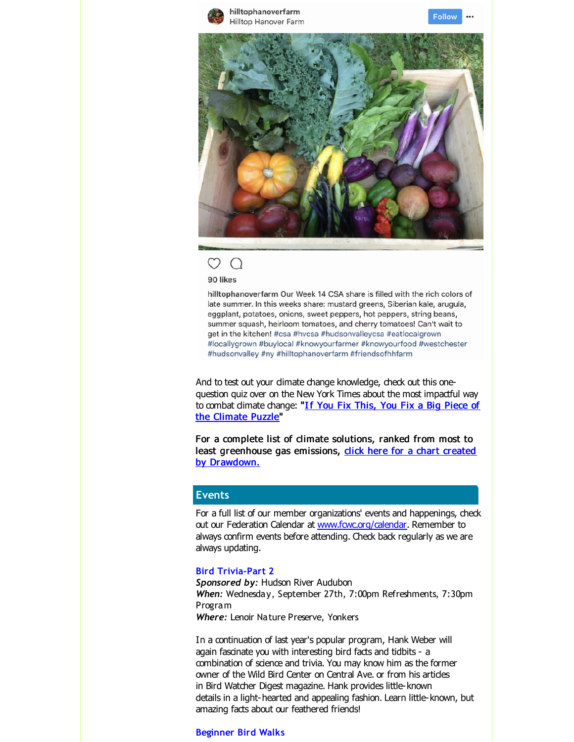hilltophanoverfarm
Hilltop Hanover Farm

Follow

90 likes

**hilltophanoverfarm** Our Week 14 CSA share is filled with the rich colors of late summer. In this weeks share: mustard greens, Siberian kale, arugula, eggplant, potatoes, onions, sweet peppers, hot peppers, string beans, summer squash, heirloom tomatoes, and cherry tomatoes! Can't wait to get in the kitchen! #csa #hvcsa #hudsonvalleycsa #eatlocalgrown #locallygrown #buylocal #knowyourfarmer #knowyourfood #westchester #hudsonvalley #ny #hilltophanoverfarm #friendsofhhfarm

And to test out your climate change knowledge, check out this one-question quiz over on the New York Times about the most impactful way to combat climate change: **"[If You Fix This, You Fix a Big Piece of the Climate Puzzle](#)"**

**For a complete list of climate solutions, ranked from most to least greenhouse gas emissions, [click here for a chart created by Drawdown.](#)**

## Events

For a full list of our member organizations' events and happenings, check out our Federation Calendar at [www.fcwc.org/calendar](#). Remember to always confirm events before attending. Check back regularly as we are always updating.

### Bird Trivia-Part 2

***Sponsored by:*** Hudson River Audubon
***When:*** Wednesday, September 27th, 7:00pm Refreshments, 7:30pm Program
***Where:*** Lenoir Nature Preserve, Yonkers

In a continuation of last year's popular program, Hank Weber will again fascinate you with interesting bird facts and tidbits - a combination of science and trivia. You may know him as the former owner of the Wild Bird Center on Central Ave. or from his articles in Bird Watcher Digest magazine. Hank provides little-known details in a light-hearted and appealing fashion. Learn little-known, but amazing facts about our feathered friends!

### Beginner Bird Walks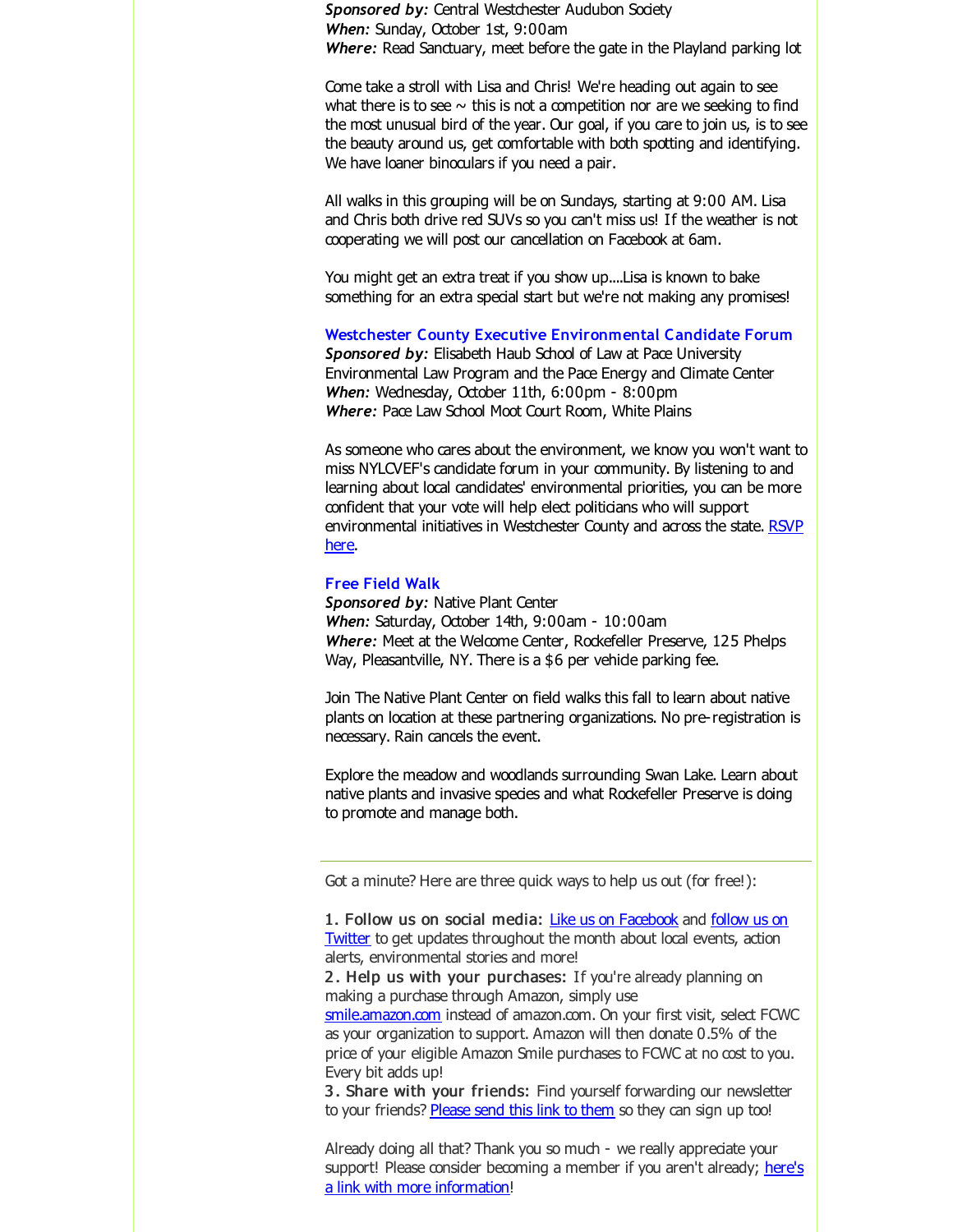***Sponsored by:*** Central Westchester Audubon Society
***When:*** Sunday, October 1st, 9:00am
***Where:*** Read Sanctuary, meet before the gate in the Playland parking lot

Come take a stroll with Lisa and Chris! We're heading out again to see what there is to see ~ this is not a competition nor are we seeking to find the most unusual bird of the year. Our goal, if you care to join us, is to see the beauty around us, get comfortable with both spotting and identifying. We have loaner binoculars if you need a pair.

All walks in this grouping will be on Sundays, starting at 9:00 AM. Lisa and Chris both drive red SUVs so you can't miss us! If the weather is not cooperating we will post our cancellation on Facebook at 6am.

You might get an extra treat if you show up....Lisa is known to bake something for an extra special start but we're not making any promises!

### Westchester County Executive Environmental Candidate Forum

***Sponsored by:*** Elisabeth Haub School of Law at Pace University Environmental Law Program and the Pace Energy and Climate Center
***When:*** Wednesday, October 11th, 6:00pm - 8:00pm
***Where:*** Pace Law School Moot Court Room, White Plains

As someone who cares about the environment, we know you won't want to miss NYLCVEF's candidate forum in your community. By listening to and learning about local candidates' environmental priorities, you can be more confident that your vote will help elect politicians who will support environmental initiatives in Westchester County and across the state. RSVP here.

### Free Field Walk

***Sponsored by:*** Native Plant Center
***When:*** Saturday, October 14th, 9:00am - 10:00am
***Where:*** Meet at the Welcome Center, Rockefeller Preserve, 125 Phelps Way, Pleasantville, NY. There is a $6 per vehicle parking fee.

Join The Native Plant Center on field walks this fall to learn about native plants on location at these partnering organizations. No pre-registration is necessary. Rain cancels the event.

Explore the meadow and woodlands surrounding Swan Lake. Learn about native plants and invasive species and what Rockefeller Preserve is doing to promote and manage both.

---

Got a minute? Here are three quick ways to help us out (for free!):

**1. Follow us on social media:** Like us on Facebook and follow us on Twitter to get updates throughout the month about local events, action alerts, environmental stories and more!
**2. Help us with your purchases:** If you're already planning on making a purchase through Amazon, simply use smile.amazon.com instead of amazon.com. On your first visit, select FCWC as your organization to support. Amazon will then donate 0.5% of the price of your eligible Amazon Smile purchases to FCWC at no cost to you. Every bit adds up!
**3. Share with your friends:** Find yourself forwarding our newsletter to your friends? Please send this link to them so they can sign up too!

Already doing all that? Thank you so much - we really appreciate your support! Please consider becoming a member if you aren't already; here's a link with more information!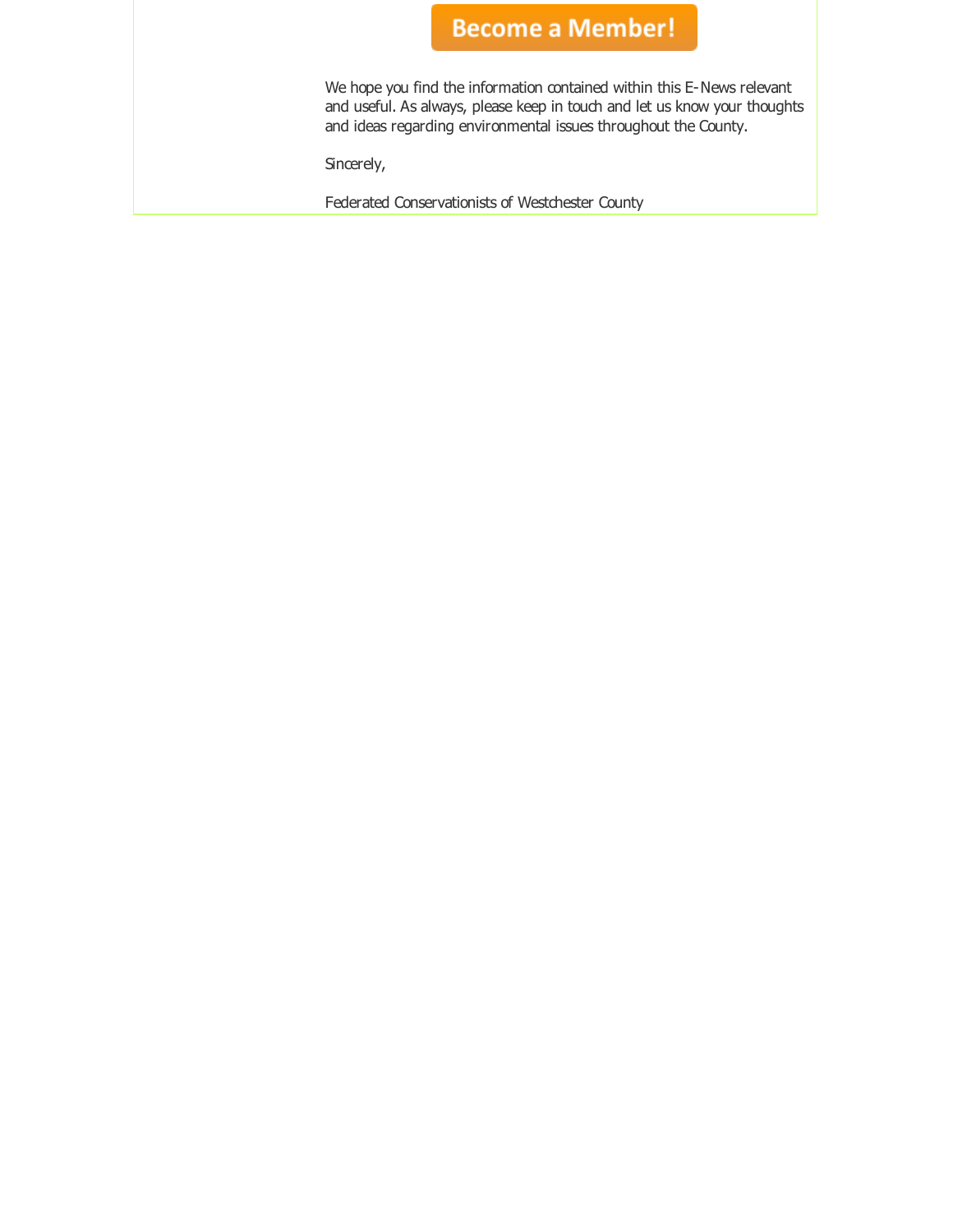Become a Member!

We hope you find the information contained within this E-News relevant and useful. As always, please keep in touch and let us know your thoughts and ideas regarding environmental issues throughout the County.

Sincerely,

Federated Conservationists of Westchester County